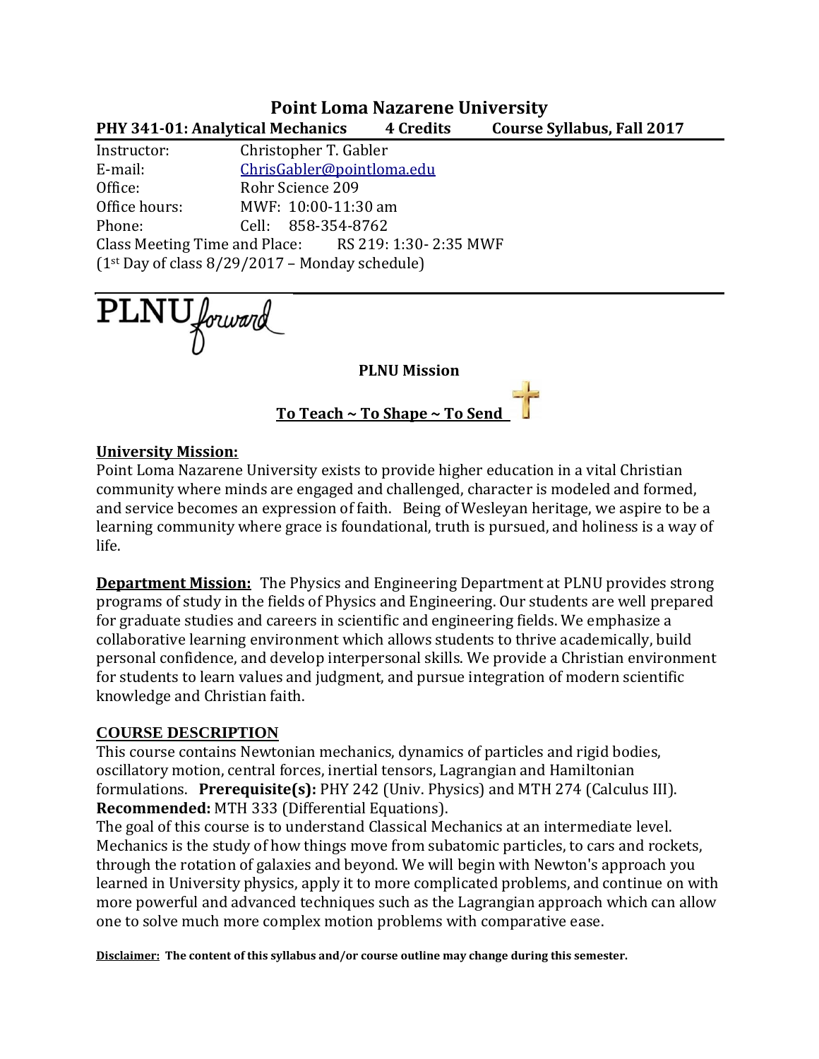# Point Loma Nazarene University

**PHY 341-01: Analytical Mechanics 4 Credits Course Syllabus, Fall 2017**

Instructor: Christopher T. Gabler
E-mail: ChrisGabler@pointloma.edu
Office: Rohr Science 209
Office hours: MWF: 10:00-11:30 am
Phone: Cell: 858-354-8762
Class Meeting Time and Place: RS 219: 1:30- 2:35 MWF
(1st Day of class 8/29/2017 – Monday schedule)

PLNU forward

**PLNU Mission**

**To Teach ~ To Shape ~ To Send**

**University Mission:**
Point Loma Nazarene University exists to provide higher education in a vital Christian community where minds are engaged and challenged, character is modeled and formed, and service becomes an expression of faith. Being of Wesleyan heritage, we aspire to be a learning community where grace is foundational, truth is pursued, and holiness is a way of life.

**Department Mission:** The Physics and Engineering Department at PLNU provides strong programs of study in the fields of Physics and Engineering. Our students are well prepared for graduate studies and careers in scientific and engineering fields. We emphasize a collaborative learning environment which allows students to thrive academically, build personal confidence, and develop interpersonal skills. We provide a Christian environment for students to learn values and judgment, and pursue integration of modern scientific knowledge and Christian faith.

## COURSE DESCRIPTION

This course contains Newtonian mechanics, dynamics of particles and rigid bodies, oscillatory motion, central forces, inertial tensors, Lagrangian and Hamiltonian formulations. **Prerequisite(s):** PHY 242 (Univ. Physics) and MTH 274 (Calculus III). **Recommended:** MTH 333 (Differential Equations).

The goal of this course is to understand Classical Mechanics at an intermediate level. Mechanics is the study of how things move from subatomic particles, to cars and rockets, through the rotation of galaxies and beyond. We will begin with Newton's approach you learned in University physics, apply it to more complicated problems, and continue on with more powerful and advanced techniques such as the Lagrangian approach which can allow one to solve much more complex motion problems with comparative ease.

**Disclaimer: The content of this syllabus and/or course outline may change during this semester.**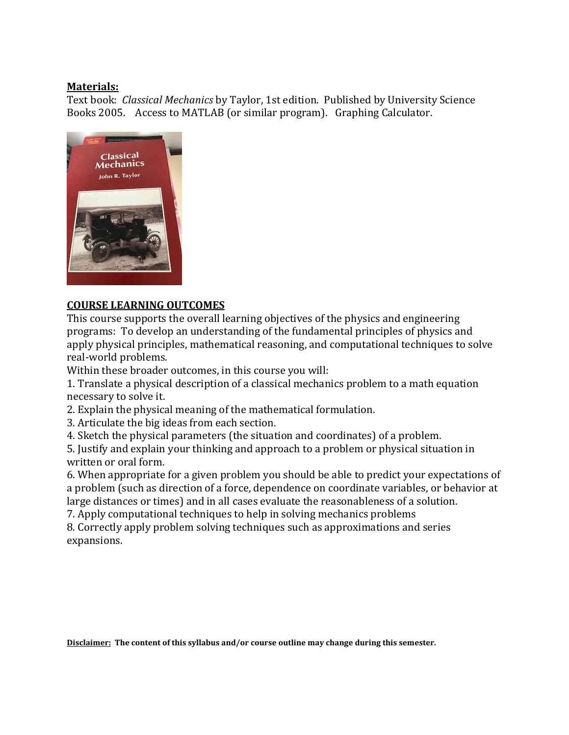**Materials:**

Text book: *Classical Mechanics* by Taylor, 1st edition. Published by University Science Books 2005. Access to MATLAB (or similar program). Graphing Calculator.

**COURSE LEARNING OUTCOMES**

This course supports the overall learning objectives of the physics and engineering programs: To develop an understanding of the fundamental principles of physics and apply physical principles, mathematical reasoning, and computational techniques to solve real-world problems.

Within these broader outcomes, in this course you will:

1. Translate a physical description of a classical mechanics problem to a math equation necessary to solve it.
2. Explain the physical meaning of the mathematical formulation.
3. Articulate the big ideas from each section.
4. Sketch the physical parameters (the situation and coordinates) of a problem.
5. Justify and explain your thinking and approach to a problem or physical situation in written or oral form.
6. When appropriate for a given problem you should be able to predict your expectations of a problem (such as direction of a force, dependence on coordinate variables, or behavior at large distances or times) and in all cases evaluate the reasonableness of a solution.
7. Apply computational techniques to help in solving mechanics problems
8. Correctly apply problem solving techniques such as approximations and series expansions.

**Disclaimer: The content of this syllabus and/or course outline may change during this semester.**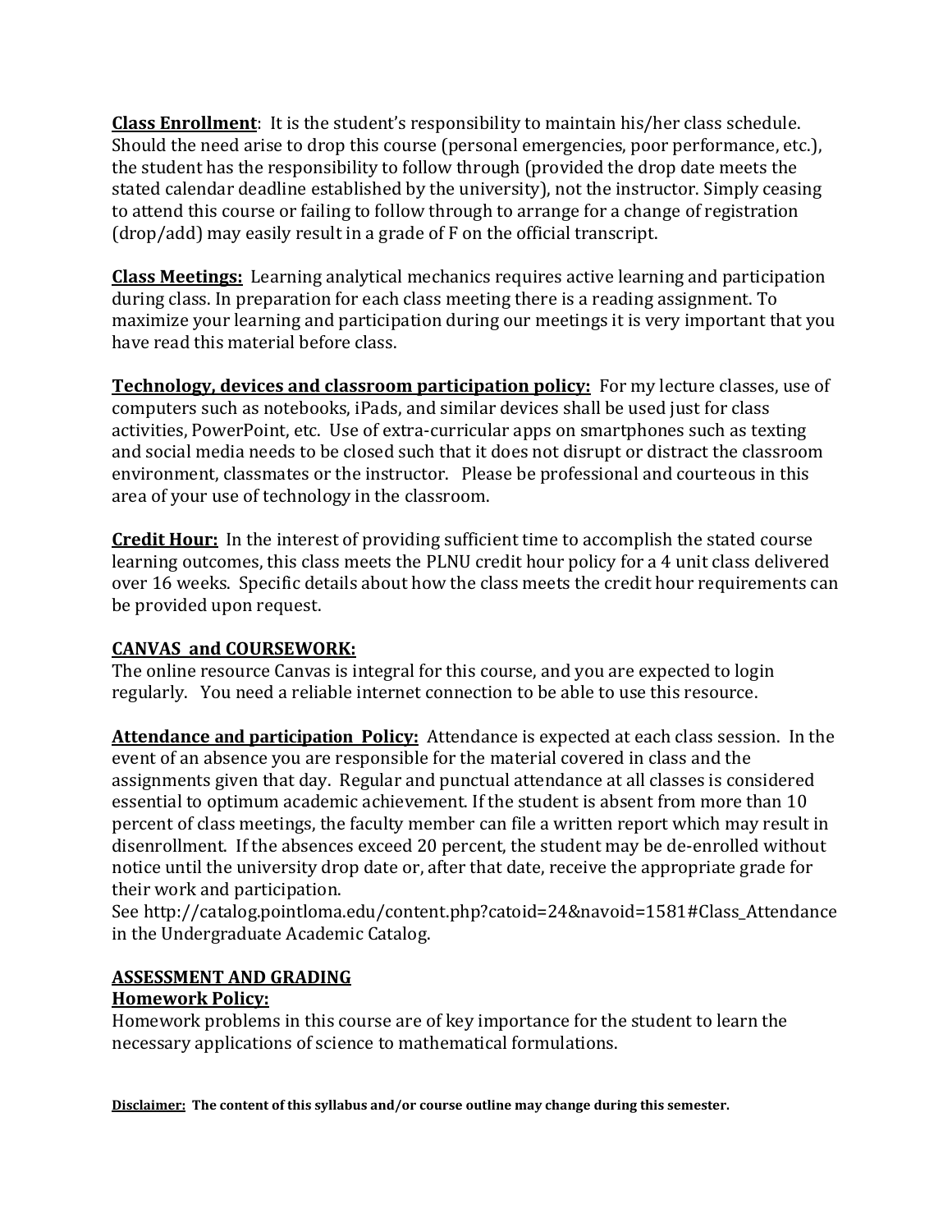**Class Enrollment**: It is the student's responsibility to maintain his/her class schedule. Should the need arise to drop this course (personal emergencies, poor performance, etc.), the student has the responsibility to follow through (provided the drop date meets the stated calendar deadline established by the university), not the instructor. Simply ceasing to attend this course or failing to follow through to arrange for a change of registration (drop/add) may easily result in a grade of F on the official transcript.

**Class Meetings:** Learning analytical mechanics requires active learning and participation during class. In preparation for each class meeting there is a reading assignment. To maximize your learning and participation during our meetings it is very important that you have read this material before class.

**Technology, devices and classroom participation policy:** For my lecture classes, use of computers such as notebooks, iPads, and similar devices shall be used just for class activities, PowerPoint, etc. Use of extra-curricular apps on smartphones such as texting and social media needs to be closed such that it does not disrupt or distract the classroom environment, classmates or the instructor. Please be professional and courteous in this area of your use of technology in the classroom.

**Credit Hour:** In the interest of providing sufficient time to accomplish the stated course learning outcomes, this class meets the PLNU credit hour policy for a 4 unit class delivered over 16 weeks. Specific details about how the class meets the credit hour requirements can be provided upon request.

**CANVAS and COURSEWORK:**

The online resource Canvas is integral for this course, and you are expected to login regularly. You need a reliable internet connection to be able to use this resource.

**Attendance and participation Policy:** Attendance is expected at each class session. In the event of an absence you are responsible for the material covered in class and the assignments given that day. Regular and punctual attendance at all classes is considered essential to optimum academic achievement. If the student is absent from more than 10 percent of class meetings, the faculty member can file a written report which may result in disenrollment. If the absences exceed 20 percent, the student may be de-enrolled without notice until the university drop date or, after that date, receive the appropriate grade for their work and participation.
See http://catalog.pointloma.edu/content.php?catoid=24&navoid=1581#Class_Attendance in the Undergraduate Academic Catalog.

## ASSESSMENT AND GRADING

### Homework Policy:

Homework problems in this course are of key importance for the student to learn the necessary applications of science to mathematical formulations.

**Disclaimer: The content of this syllabus and/or course outline may change during this semester.**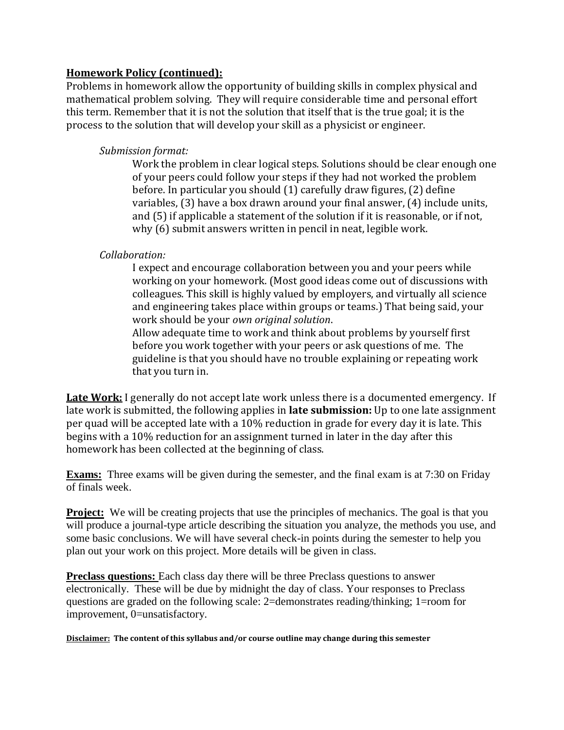**Homework Policy (continued):**

Problems in homework allow the opportunity of building skills in complex physical and mathematical problem solving. They will require considerable time and personal effort this term. Remember that it is not the solution that itself that is the true goal; it is the process to the solution that will develop your skill as a physicist or engineer.

> *Submission format:*
>
> Work the problem in clear logical steps. Solutions should be clear enough one of your peers could follow your steps if they had not worked the problem before. In particular you should (1) carefully draw figures, (2) define variables, (3) have a box drawn around your final answer, (4) include units, and (5) if applicable a statement of the solution if it is reasonable, or if not, why (6) submit answers written in pencil in neat, legible work.
>
> *Collaboration:*
>
> I expect and encourage collaboration between you and your peers while working on your homework. (Most good ideas come out of discussions with colleagues. This skill is highly valued by employers, and virtually all science and engineering takes place within groups or teams.) That being said, your work should be your *own original solution*.
>
> Allow adequate time to work and think about problems by yourself first before you work together with your peers or ask questions of me. The guideline is that you should have no trouble explaining or repeating work that you turn in.

**Late Work:** I generally do not accept late work unless there is a documented emergency. If late work is submitted, the following applies in **late submission:** Up to one late assignment per quad will be accepted late with a 10% reduction in grade for every day it is late. This begins with a 10% reduction for an assignment turned in later in the day after this homework has been collected at the beginning of class.

**Exams:** Three exams will be given during the semester, and the final exam is at 7:30 on Friday of finals week.

**Project:** We will be creating projects that use the principles of mechanics. The goal is that you will produce a journal-type article describing the situation you analyze, the methods you use, and some basic conclusions. We will have several check-in points during the semester to help you plan out your work on this project. More details will be given in class.

**Preclass questions:** Each class day there will be three Preclass questions to answer electronically. These will be due by midnight the day of class. Your responses to Preclass questions are graded on the following scale: 2=demonstrates reading/thinking; 1=room for improvement, 0=unsatisfactory.

**Disclaimer: The content of this syllabus and/or course outline may change during this semester**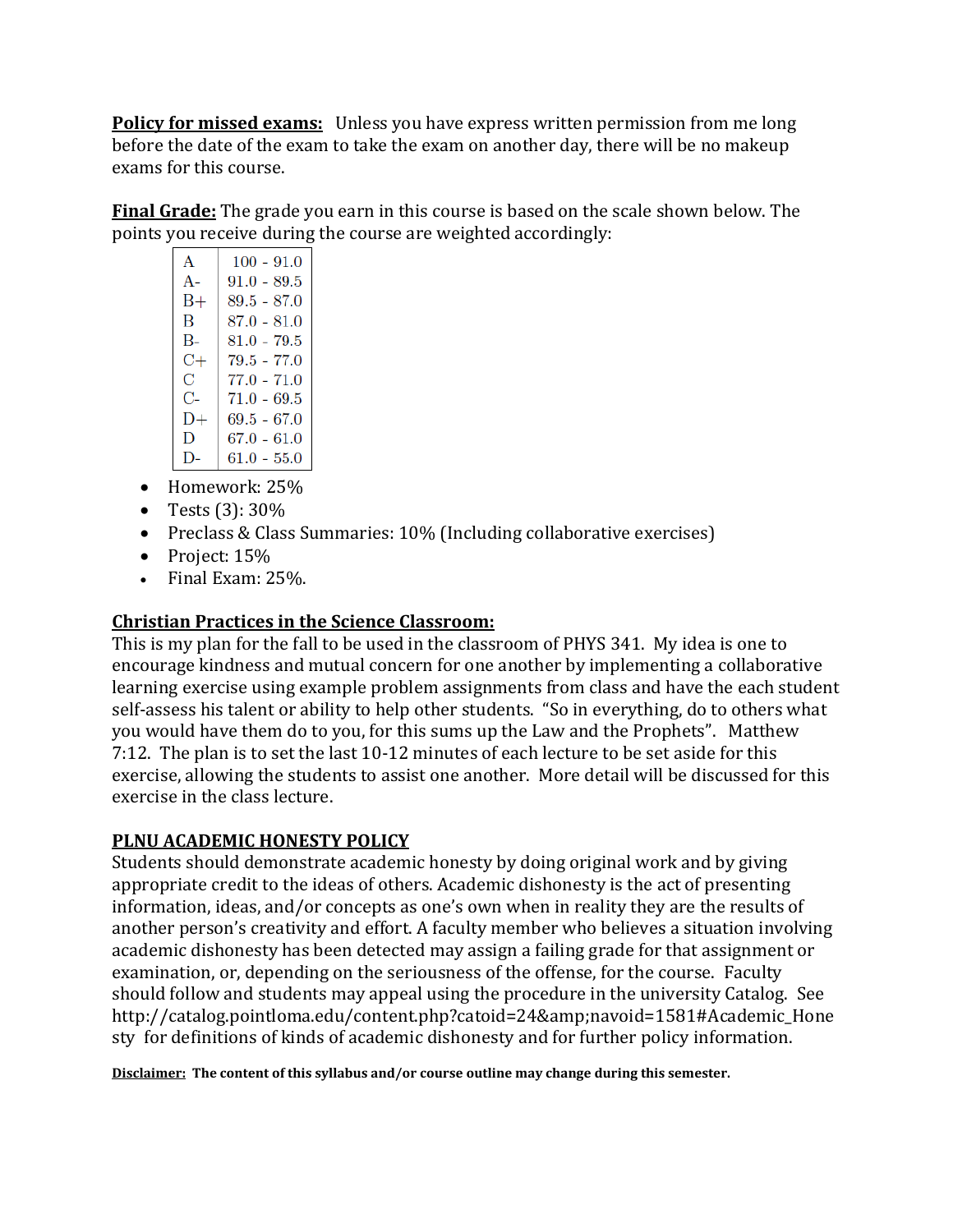**<u>Policy for missed exams:</u>** Unless you have express written permission from me long before the date of the exam to take the exam on another day, there will be no makeup exams for this course.

**<u>Final Grade:</u>** The grade you earn in this course is based on the scale shown below. The points you receive during the course are weighted accordingly:

| Grade | Range |
|---|---|
| A | 100 - 91.0 |
| A- | 91.0 - 89.5 |
| B+ | 89.5 - 87.0 |
| B | 87.0 - 81.0 |
| B- | 81.0 - 79.5 |
| C+ | 79.5 - 77.0 |
| C | 77.0 - 71.0 |
| C- | 71.0 - 69.5 |
| D+ | 69.5 - 67.0 |
| D | 67.0 - 61.0 |
| D- | 61.0 - 55.0 |

- Homework: 25%
- Tests (3): 30%
- Preclass & Class Summaries: 10% (Including collaborative exercises)
- Project: 15%
- Final Exam: 25%.

**<u>Christian Practices in the Science Classroom:</u>**

This is my plan for the fall to be used in the classroom of PHYS 341. My idea is one to encourage kindness and mutual concern for one another by implementing a collaborative learning exercise using example problem assignments from class and have the each student self-assess his talent or ability to help other students. "So in everything, do to others what you would have them do to you, for this sums up the Law and the Prophets". Matthew 7:12. The plan is to set the last 10-12 minutes of each lecture to be set aside for this exercise, allowing the students to assist one another. More detail will be discussed for this exercise in the class lecture.

**<u>PLNU ACADEMIC HONESTY POLICY</u>**

Students should demonstrate academic honesty by doing original work and by giving appropriate credit to the ideas of others. Academic dishonesty is the act of presenting information, ideas, and/or concepts as one's own when in reality they are the results of another person's creativity and effort. A faculty member who believes a situation involving academic dishonesty has been detected may assign a failing grade for that assignment or examination, or, depending on the seriousness of the offense, for the course. Faculty should follow and students may appeal using the procedure in the university Catalog. See http://catalog.pointloma.edu/content.php?catoid=24&amp;navoid=1581#Academic_Honesty for definitions of kinds of academic dishonesty and for further policy information.

**<u>Disclaimer:</u> The content of this syllabus and/or course outline may change during this semester.**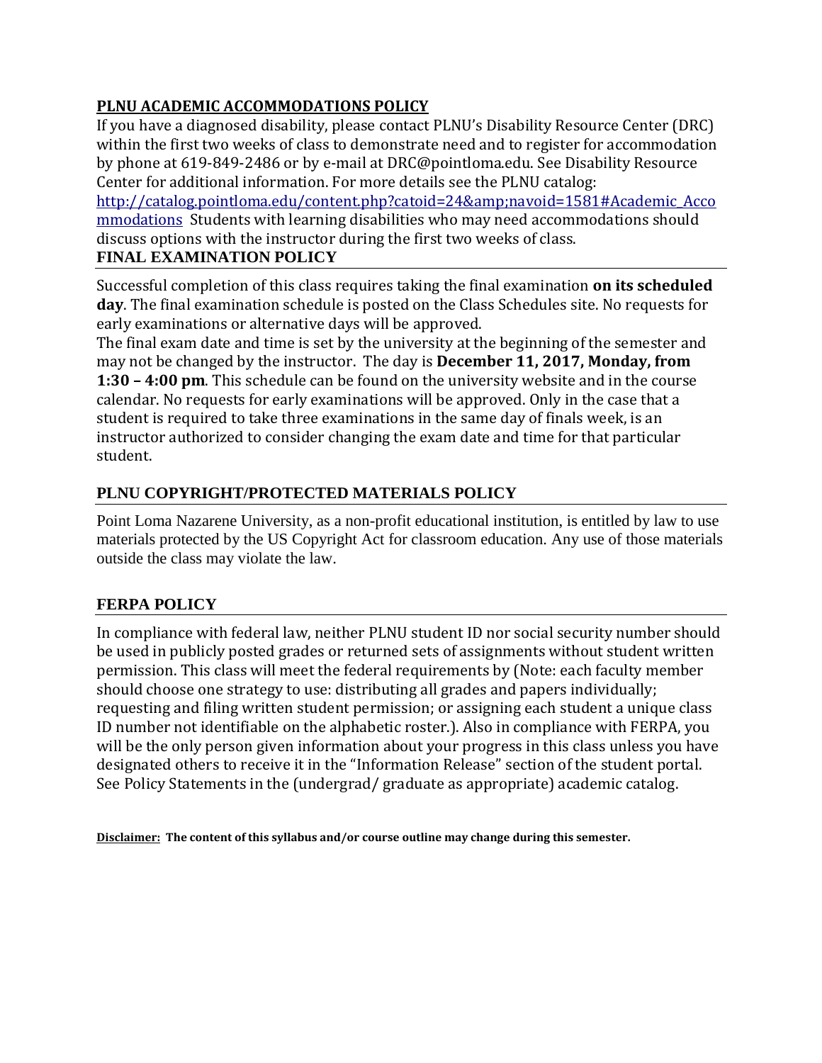## PLNU ACADEMIC ACCOMMODATIONS POLICY

If you have a diagnosed disability, please contact PLNU's Disability Resource Center (DRC) within the first two weeks of class to demonstrate need and to register for accommodation by phone at 619-849-2486 or by e-mail at DRC@pointloma.edu. See Disability Resource Center for additional information. For more details see the PLNU catalog: [http://catalog.pointloma.edu/content.php?catoid=24&amp;navoid=1581#Academic_Accommodations](http://catalog.pointloma.edu/content.php?catoid=24&amp;navoid=1581#Academic_Accommodations) Students with learning disabilities who may need accommodations should discuss options with the instructor during the first two weeks of class.

## FINAL EXAMINATION POLICY

Successful completion of this class requires taking the final examination **on its scheduled day**. The final examination schedule is posted on the Class Schedules site. No requests for early examinations or alternative days will be approved.

The final exam date and time is set by the university at the beginning of the semester and may not be changed by the instructor. The day is **December 11, 2017, Monday, from 1:30 – 4:00 pm**. This schedule can be found on the university website and in the course calendar. No requests for early examinations will be approved. Only in the case that a student is required to take three examinations in the same day of finals week, is an instructor authorized to consider changing the exam date and time for that particular student.

## PLNU COPYRIGHT/PROTECTED MATERIALS POLICY

Point Loma Nazarene University, as a non-profit educational institution, is entitled by law to use materials protected by the US Copyright Act for classroom education. Any use of those materials outside the class may violate the law.

## FERPA POLICY

In compliance with federal law, neither PLNU student ID nor social security number should be used in publicly posted grades or returned sets of assignments without student written permission. This class will meet the federal requirements by (Note: each faculty member should choose one strategy to use: distributing all grades and papers individually; requesting and filing written student permission; or assigning each student a unique class ID number not identifiable on the alphabetic roster.). Also in compliance with FERPA, you will be the only person given information about your progress in this class unless you have designated others to receive it in the "Information Release" section of the student portal. See Policy Statements in the (undergrad/ graduate as appropriate) academic catalog.

**Disclaimer: The content of this syllabus and/or course outline may change during this semester.**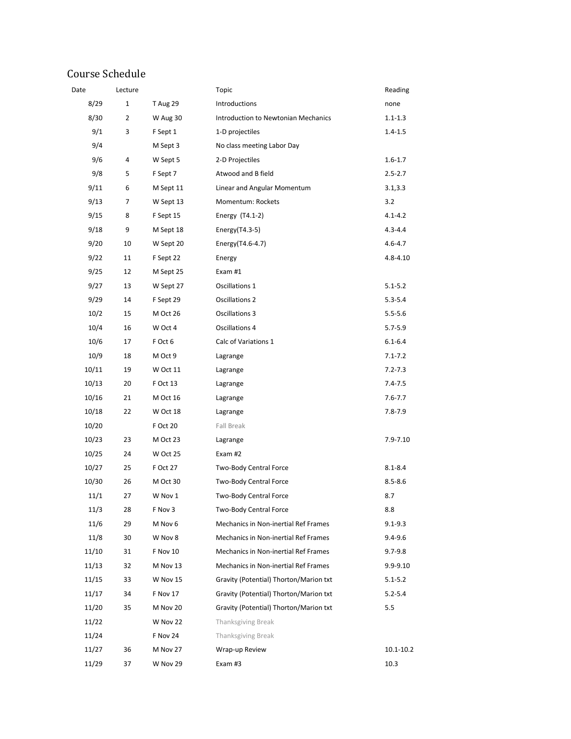## Course Schedule

| Date | Lecture | | Topic | Reading |
|---|---|---|---|---|
| 8/29 | 1 | T Aug 29 | Introductions | none |
| 8/30 | 2 | W Aug 30 | Introduction to Newtonian Mechanics | 1.1-1.3 |
| 9/1 | 3 | F Sept 1 | 1-D projectiles | 1.4-1.5 |
| 9/4 | | M Sept 3 | No class meeting Labor Day | |
| 9/6 | 4 | W Sept 5 | 2-D Projectiles | 1.6-1.7 |
| 9/8 | 5 | F Sept 7 | Atwood and B field | 2.5-2.7 |
| 9/11 | 6 | M Sept 11 | Linear and Angular Momentum | 3.1,3.3 |
| 9/13 | 7 | W Sept 13 | Momentum: Rockets | 3.2 |
| 9/15 | 8 | F Sept 15 | Energy (T4.1-2) | 4.1-4.2 |
| 9/18 | 9 | M Sept 18 | Energy(T4.3-5) | 4.3-4.4 |
| 9/20 | 10 | W Sept 20 | Energy(T4.6-4.7) | 4.6-4.7 |
| 9/22 | 11 | F Sept 22 | Energy | 4.8-4.10 |
| 9/25 | 12 | M Sept 25 | Exam #1 | |
| 9/27 | 13 | W Sept 27 | Oscillations 1 | 5.1-5.2 |
| 9/29 | 14 | F Sept 29 | Oscillations 2 | 5.3-5.4 |
| 10/2 | 15 | M Oct 26 | Oscillations 3 | 5.5-5.6 |
| 10/4 | 16 | W Oct 4 | Oscillations 4 | 5.7-5.9 |
| 10/6 | 17 | F Oct 6 | Calc of Variations 1 | 6.1-6.4 |
| 10/9 | 18 | M Oct 9 | Lagrange | 7.1-7.2 |
| 10/11 | 19 | W Oct 11 | Lagrange | 7.2-7.3 |
| 10/13 | 20 | F Oct 13 | Lagrange | 7.4-7.5 |
| 10/16 | 21 | M Oct 16 | Lagrange | 7.6-7.7 |
| 10/18 | 22 | W Oct 18 | Lagrange | 7.8-7.9 |
| 10/20 | | F Oct 20 | Fall Break | |
| 10/23 | 23 | M Oct 23 | Lagrange | 7.9-7.10 |
| 10/25 | 24 | W Oct 25 | Exam #2 | |
| 10/27 | 25 | F Oct 27 | Two-Body Central Force | 8.1-8.4 |
| 10/30 | 26 | M Oct 30 | Two-Body Central Force | 8.5-8.6 |
| 11/1 | 27 | W Nov 1 | Two-Body Central Force | 8.7 |
| 11/3 | 28 | F Nov 3 | Two-Body Central Force | 8.8 |
| 11/6 | 29 | M Nov 6 | Mechanics in Non-inertial Ref Frames | 9.1-9.3 |
| 11/8 | 30 | W Nov 8 | Mechanics in Non-inertial Ref Frames | 9.4-9.6 |
| 11/10 | 31 | F Nov 10 | Mechanics in Non-inertial Ref Frames | 9.7-9.8 |
| 11/13 | 32 | M Nov 13 | Mechanics in Non-inertial Ref Frames | 9.9-9.10 |
| 11/15 | 33 | W Nov 15 | Gravity (Potential) Thorton/Marion txt | 5.1-5.2 |
| 11/17 | 34 | F Nov 17 | Gravity (Potential) Thorton/Marion txt | 5.2-5.4 |
| 11/20 | 35 | M Nov 20 | Gravity (Potential) Thorton/Marion txt | 5.5 |
| 11/22 | | W Nov 22 | Thanksgiving Break | |
| 11/24 | | F Nov 24 | Thanksgiving Break | |
| 11/27 | 36 | M Nov 27 | Wrap-up Review | 10.1-10.2 |
| 11/29 | 37 | W Nov 29 | Exam #3 | 10.3 |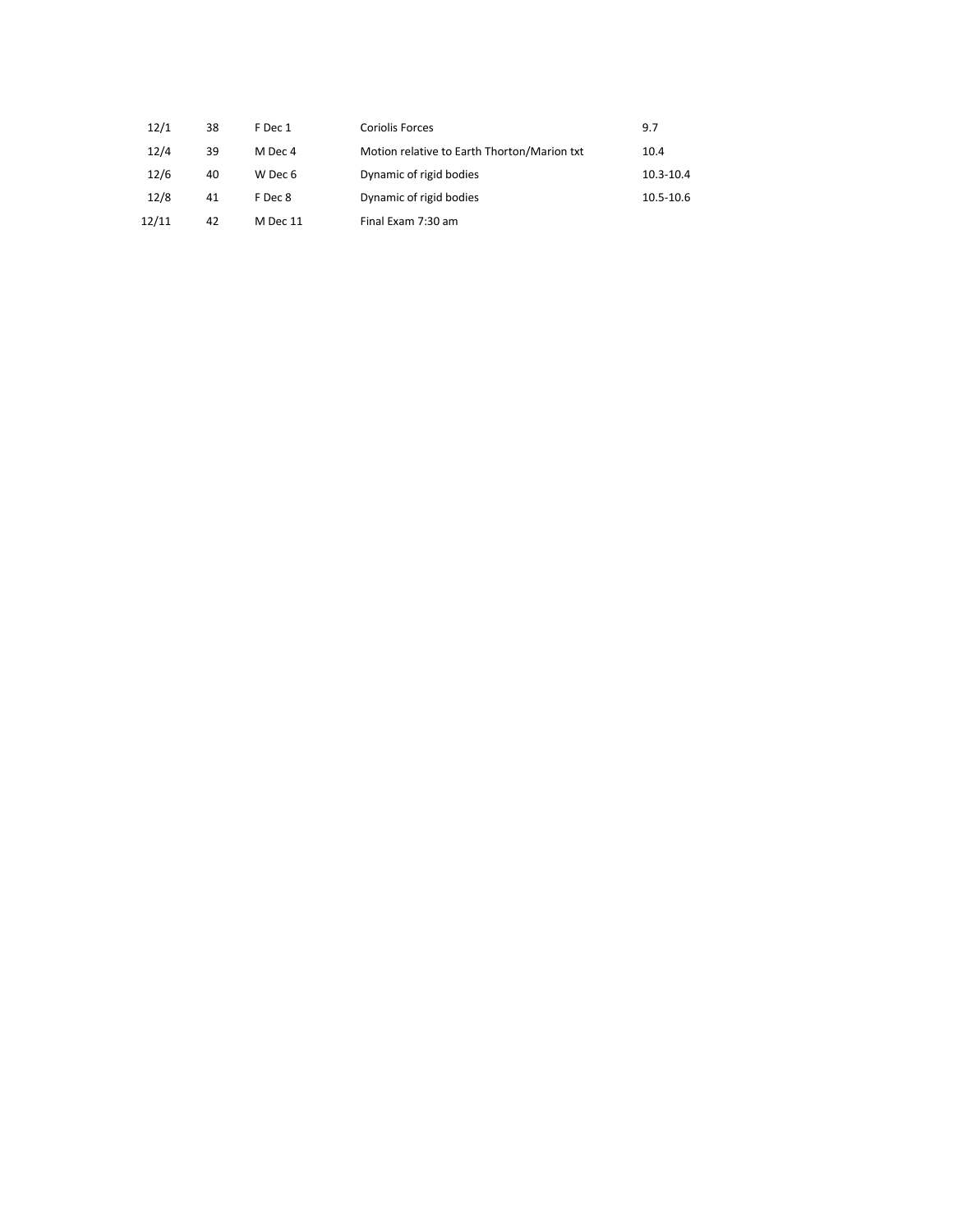| | | | | |
|---|---|---|---|---|
| 12/1 | 38 | F Dec 1 | Coriolis Forces | 9.7 |
| 12/4 | 39 | M Dec 4 | Motion relative to Earth Thorton/Marion txt | 10.4 |
| 12/6 | 40 | W Dec 6 | Dynamic of rigid bodies | 10.3-10.4 |
| 12/8 | 41 | F Dec 8 | Dynamic of rigid bodies | 10.5-10.6 |
| 12/11 | 42 | M Dec 11 | Final Exam 7:30 am | |